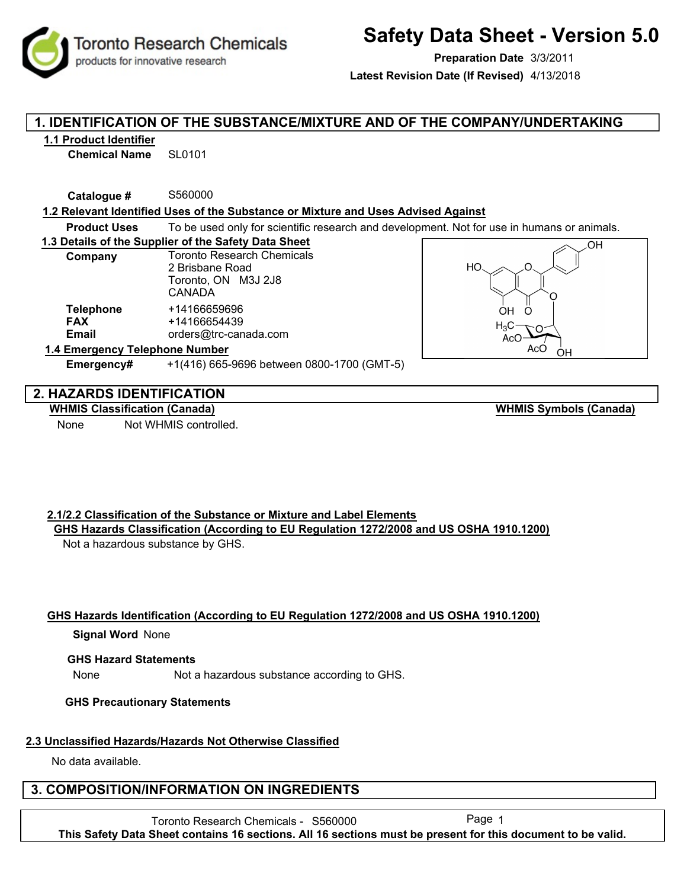Toronto Research Chemicals
products for innovative research

# Safety Data Sheet - Version 5.0

**Preparation Date** 3/3/2011

**Latest Revision Date (If Revised)** 4/13/2018

## 1. IDENTIFICATION OF THE SUBSTANCE/MIXTURE AND OF THE COMPANY/UNDERTAKING

### 1.1 Product Identifier

**Chemical Name** SL0101

**Catalogue #** S560000

### 1.2 Relevant Identified Uses of the Substance or Mixture and Uses Advised Against

**Product Uses** To be used only for scientific research and development. Not for use in humans or animals.

### 1.3 Details of the Supplier of the Safety Data Sheet

**Company** Toronto Research Chemicals
2 Brisbane Road
Toronto, ON M3J 2J8
CANADA

**Telephone** +14166659696
**FAX** +14166654439
**Email** orders@trc-canada.com

### 1.4 Emergency Telephone Number

**Emergency#** +1(416) 665-9696 between 0800-1700 (GMT-5)

## 2. HAZARDS IDENTIFICATION

**WHMIS Classification (Canada)**

None Not WHMIS controlled.

**WHMIS Symbols (Canada)**

### 2.1/2.2 Classification of the Substance or Mixture and Label Elements

**GHS Hazards Classification (According to EU Regulation 1272/2008 and US OSHA 1910.1200)**

Not a hazardous substance by GHS.

**GHS Hazards Identification (According to EU Regulation 1272/2008 and US OSHA 1910.1200)**

**Signal Word** None

**GHS Hazard Statements**

None Not a hazardous substance according to GHS.

**GHS Precautionary Statements**

### 2.3 Unclassified Hazards/Hazards Not Otherwise Classified

No data available.

## 3. COMPOSITION/INFORMATION ON INGREDIENTS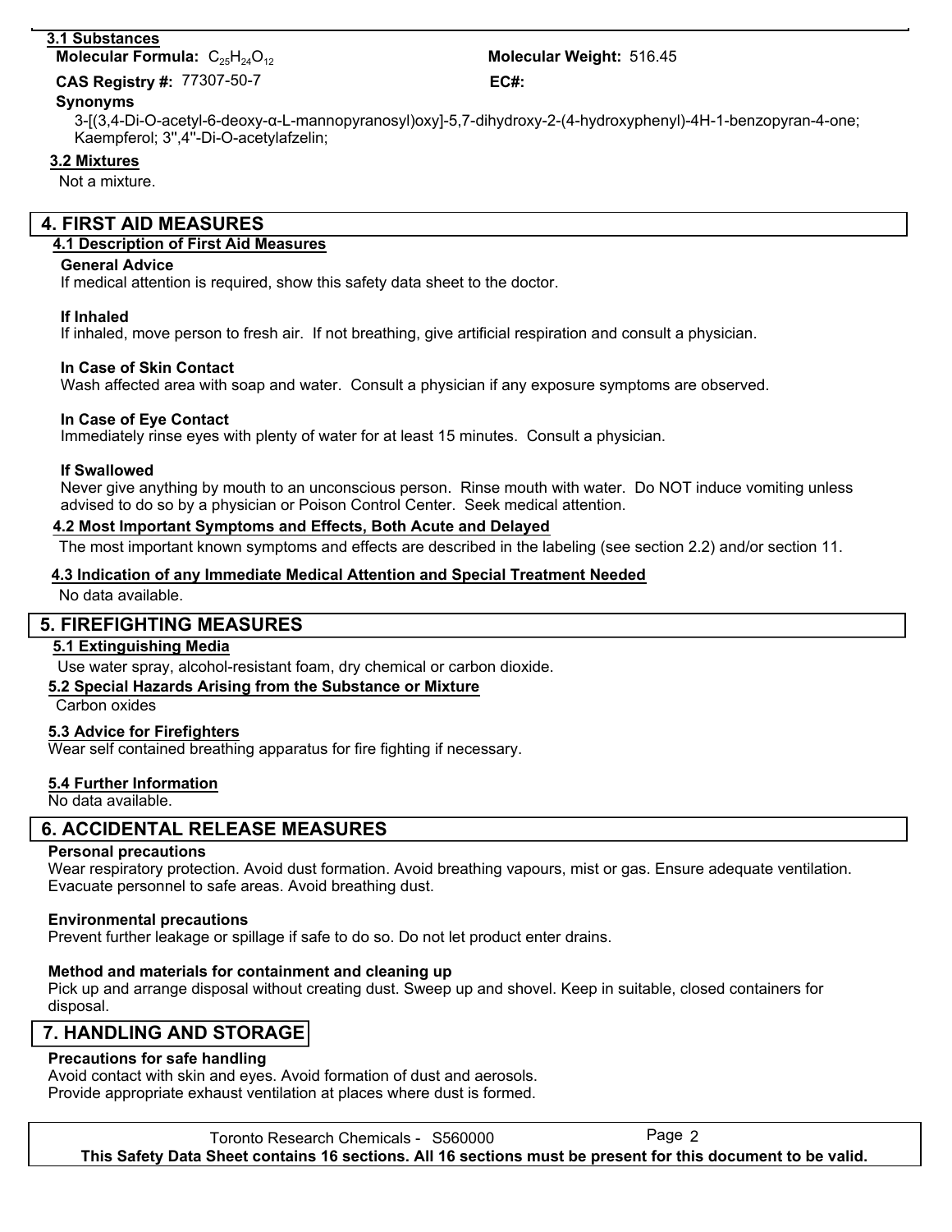### 3.1 Substances

**Molecular Formula:** $C_{25}H_{24}O_{12}$

**Molecular Weight:** 516.45

**CAS Registry #:** 77307-50-7

**EC#:**

**Synonyms**

3-[(3,4-Di-O-acetyl-6-deoxy-α-L-mannopyranosyl)oxy]-5,7-dihydroxy-2-(4-hydroxyphenyl)-4H-1-benzopyran-4-one; Kaempferol; 3'',4''-Di-O-acetylafzelin;

### 3.2 Mixtures

Not a mixture.

## 4. FIRST AID MEASURES

### 4.1 Description of First Aid Measures

**General Advice**

If medical attention is required, show this safety data sheet to the doctor.

**If Inhaled**

If inhaled, move person to fresh air. If not breathing, give artificial respiration and consult a physician.

**In Case of Skin Contact**

Wash affected area with soap and water. Consult a physician if any exposure symptoms are observed.

**In Case of Eye Contact**

Immediately rinse eyes with plenty of water for at least 15 minutes. Consult a physician.

**If Swallowed**

Never give anything by mouth to an unconscious person. Rinse mouth with water. Do NOT induce vomiting unless advised to do so by a physician or Poison Control Center. Seek medical attention.

### 4.2 Most Important Symptoms and Effects, Both Acute and Delayed

The most important known symptoms and effects are described in the labeling (see section 2.2) and/or section 11.

### 4.3 Indication of any Immediate Medical Attention and Special Treatment Needed

No data available.

## 5. FIREFIGHTING MEASURES

### 5.1 Extinguishing Media

Use water spray, alcohol-resistant foam, dry chemical or carbon dioxide.

### 5.2 Special Hazards Arising from the Substance or Mixture

Carbon oxides

### 5.3 Advice for Firefighters

Wear self contained breathing apparatus for fire fighting if necessary.

### 5.4 Further Information

No data available.

## 6. ACCIDENTAL RELEASE MEASURES

**Personal precautions**

Wear respiratory protection. Avoid dust formation. Avoid breathing vapours, mist or gas. Ensure adequate ventilation. Evacuate personnel to safe areas. Avoid breathing dust.

**Environmental precautions**

Prevent further leakage or spillage if safe to do so. Do not let product enter drains.

**Method and materials for containment and cleaning up**

Pick up and arrange disposal without creating dust. Sweep up and shovel. Keep in suitable, closed containers for disposal.

## 7. HANDLING AND STORAGE

**Precautions for safe handling**

Avoid contact with skin and eyes. Avoid formation of dust and aerosols.
Provide appropriate exhaust ventilation at places where dust is formed.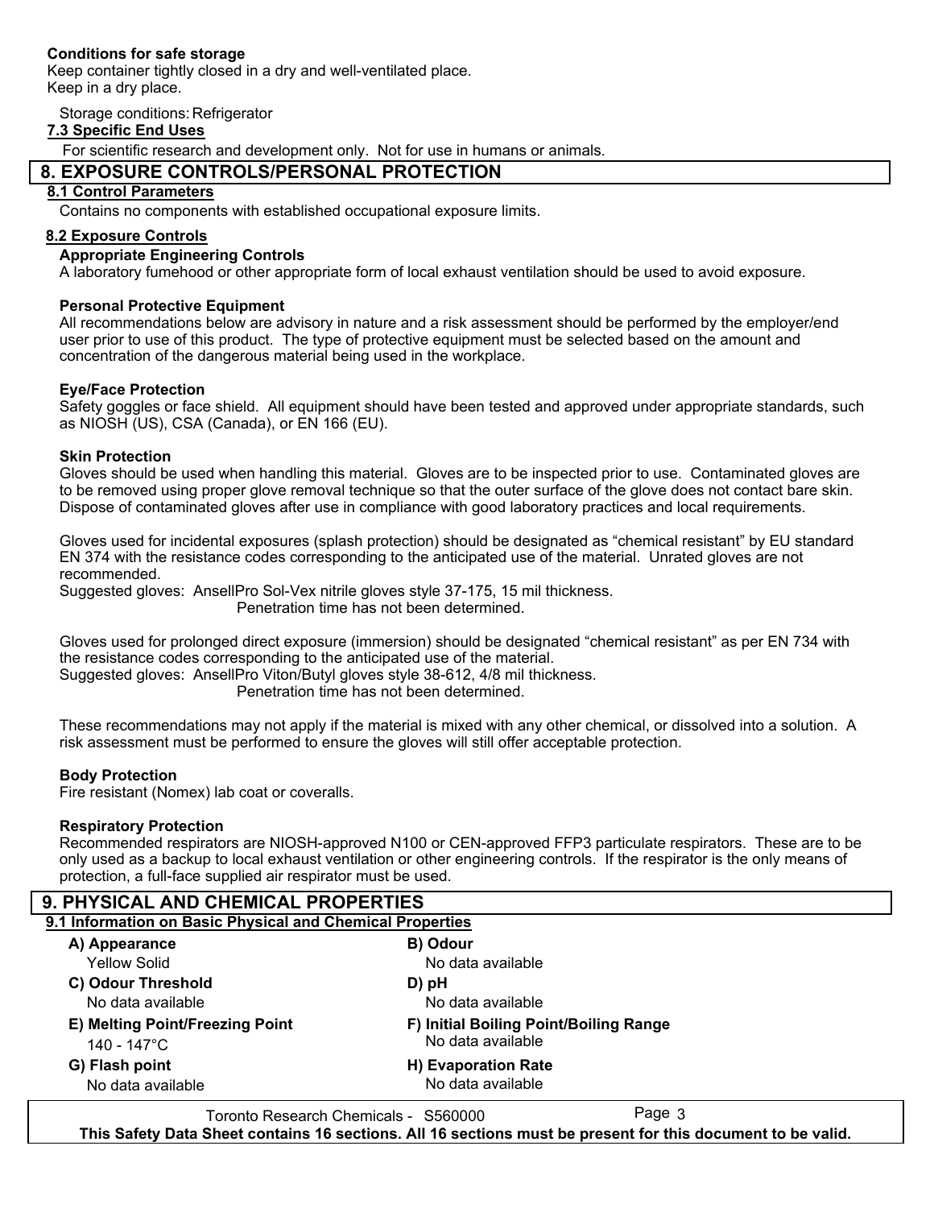**Conditions for safe storage**

Keep container tightly closed in a dry and well-ventilated place.
Keep in a dry place.

Storage conditions: Refrigerator

**7.3 Specific End Uses**

For scientific research and development only. Not for use in humans or animals.

## 8. EXPOSURE CONTROLS/PERSONAL PROTECTION

**8.1 Control Parameters**

Contains no components with established occupational exposure limits.

**8.2 Exposure Controls**

**Appropriate Engineering Controls**

A laboratory fumehood or other appropriate form of local exhaust ventilation should be used to avoid exposure.

**Personal Protective Equipment**

All recommendations below are advisory in nature and a risk assessment should be performed by the employer/end user prior to use of this product. The type of protective equipment must be selected based on the amount and concentration of the dangerous material being used in the workplace.

**Eye/Face Protection**

Safety goggles or face shield. All equipment should have been tested and approved under appropriate standards, such as NIOSH (US), CSA (Canada), or EN 166 (EU).

**Skin Protection**

Gloves should be used when handling this material. Gloves are to be inspected prior to use. Contaminated gloves are to be removed using proper glove removal technique so that the outer surface of the glove does not contact bare skin. Dispose of contaminated gloves after use in compliance with good laboratory practices and local requirements.

Gloves used for incidental exposures (splash protection) should be designated as "chemical resistant" by EU standard EN 374 with the resistance codes corresponding to the anticipated use of the material. Unrated gloves are not recommended.

Suggested gloves: AnsellPro Sol-Vex nitrile gloves style 37-175, 15 mil thickness.
Penetration time has not been determined.

Gloves used for prolonged direct exposure (immersion) should be designated "chemical resistant" as per EN 734 with the resistance codes corresponding to the anticipated use of the material.

Suggested gloves: AnsellPro Viton/Butyl gloves style 38-612, 4/8 mil thickness.
Penetration time has not been determined.

These recommendations may not apply if the material is mixed with any other chemical, or dissolved into a solution. A risk assessment must be performed to ensure the gloves will still offer acceptable protection.

**Body Protection**

Fire resistant (Nomex) lab coat or coveralls.

**Respiratory Protection**

Recommended respirators are NIOSH-approved N100 or CEN-approved FFP3 particulate respirators. These are to be only used as a backup to local exhaust ventilation or other engineering controls. If the respirator is the only means of protection, a full-face supplied air respirator must be used.

## 9. PHYSICAL AND CHEMICAL PROPERTIES

**9.1 Information on Basic Physical and Chemical Properties**

**A) Appearance**
Yellow Solid

**B) Odour**
No data available

**C) Odour Threshold**
No data available

**D) pH**
No data available

**E) Melting Point/Freezing Point**
140 - 147°C

**F) Initial Boiling Point/Boiling Range**
No data available

**G) Flash point**
No data available

**H) Evaporation Rate**
No data available

Toronto Research Chemicals - S560000

This Safety Data Sheet contains 16 sections. All 16 sections must be present for this document to be valid.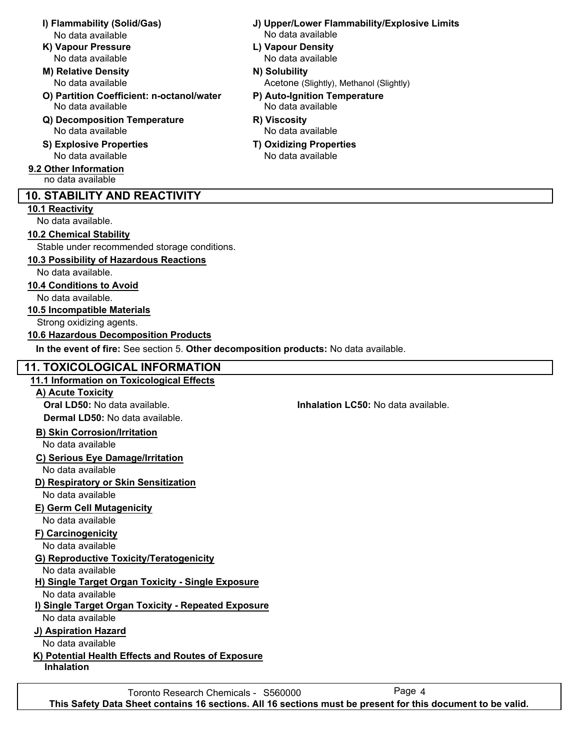**I) Flammability (Solid/Gas)**
No data available

**J) Upper/Lower Flammability/Explosive Limits**
No data available

**K) Vapour Pressure**
No data available

**L) Vapour Density**
No data available

**M) Relative Density**
No data available

**N) Solubility**
Acetone (Slightly), Methanol (Slightly)

**O) Partition Coefficient: n-octanol/water**
No data available

**P) Auto-Ignition Temperature**
No data available

**Q) Decomposition Temperature**
No data available

**R) Viscosity**
No data available

**S) Explosive Properties**
No data available

**T) Oxidizing Properties**
No data available

### 9.2 Other Information

no data available

## 10. STABILITY AND REACTIVITY

### 10.1 Reactivity

No data available.

### 10.2 Chemical Stability

Stable under recommended storage conditions.

### 10.3 Possibility of Hazardous Reactions

No data available.

### 10.4 Conditions to Avoid

No data available.

### 10.5 Incompatible Materials

Strong oxidizing agents.

### 10.6 Hazardous Decomposition Products

**In the event of fire:** See section 5. **Other decomposition products:** No data available.

## 11. TOXICOLOGICAL INFORMATION

### 11.1 Information on Toxicological Effects

**A) Acute Toxicity**

**Oral LD50:** No data available.

**Inhalation LC50:** No data available.

**Dermal LD50:** No data available.

**B) Skin Corrosion/Irritation**

No data available

**C) Serious Eye Damage/Irritation**

No data available

**D) Respiratory or Skin Sensitization**

No data available

**E) Germ Cell Mutagenicity**

No data available

**F) Carcinogenicity**

No data available

**G) Reproductive Toxicity/Teratogenicity**

No data available

**H) Single Target Organ Toxicity - Single Exposure**

No data available

**I) Single Target Organ Toxicity - Repeated Exposure**

No data available

**J) Aspiration Hazard**

No data available

**K) Potential Health Effects and Routes of Exposure**

**Inhalation**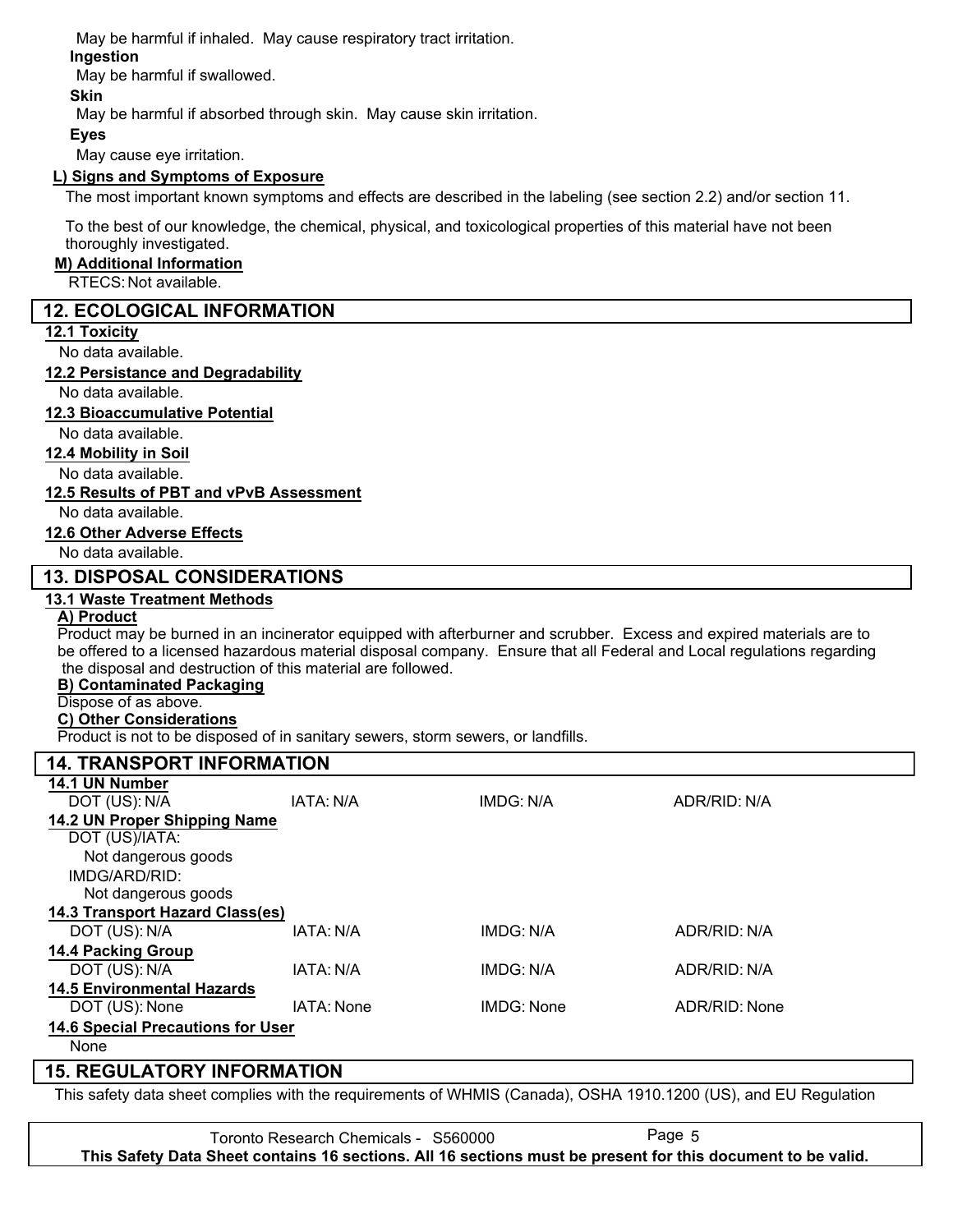May be harmful if inhaled. May cause respiratory tract irritation.

**Ingestion**

May be harmful if swallowed.

**Skin**

May be harmful if absorbed through skin. May cause skin irritation.

**Eyes**

May cause eye irritation.

**L) Signs and Symptoms of Exposure**

The most important known symptoms and effects are described in the labeling (see section 2.2) and/or section 11.

To the best of our knowledge, the chemical, physical, and toxicological properties of this material have not been thoroughly investigated.

**M) Additional Information**

RTECS: Not available.

## 12. ECOLOGICAL INFORMATION

**12.1 Toxicity**

No data available.

**12.2 Persistance and Degradability**

No data available.

**12.3 Bioaccumulative Potential**

No data available.

**12.4 Mobility in Soil**

No data available.

**12.5 Results of PBT and vPvB Assessment**

No data available.

**12.6 Other Adverse Effects**

No data available.

## 13. DISPOSAL CONSIDERATIONS

**13.1 Waste Treatment Methods**

**A) Product**

Product may be burned in an incinerator equipped with afterburner and scrubber. Excess and expired materials are to be offered to a licensed hazardous material disposal company. Ensure that all Federal and Local regulations regarding the disposal and destruction of this material are followed.

**B) Contaminated Packaging**

Dispose of as above.

**C) Other Considerations**

Product is not to be disposed of in sanitary sewers, storm sewers, or landfills.

## 14. TRANSPORT INFORMATION

**14.1 UN Number**

| DOT (US): N/A | IATA: N/A | IMDG: N/A | ADR/RID: N/A |
|---|---|---|---|

**14.2 UN Proper Shipping Name**

DOT (US)/IATA:
Not dangerous goods

IMDG/ARD/RID:
Not dangerous goods

**14.3 Transport Hazard Class(es)**

| DOT (US): N/A | IATA: N/A | IMDG: N/A | ADR/RID: N/A |
|---|---|---|---|

**14.4 Packing Group**

| DOT (US): N/A | IATA: N/A | IMDG: N/A | ADR/RID: N/A |
|---|---|---|---|

**14.5 Environmental Hazards**

| DOT (US): None | IATA: None | IMDG: None | ADR/RID: None |
|---|---|---|---|

**14.6 Special Precautions for User**

None

## 15. REGULATORY INFORMATION

This safety data sheet complies with the requirements of WHMIS (Canada), OSHA 1910.1200 (US), and EU Regulation

Toronto Research Chemicals - S560000

**This Safety Data Sheet contains 16 sections. All 16 sections must be present for this document to be valid.**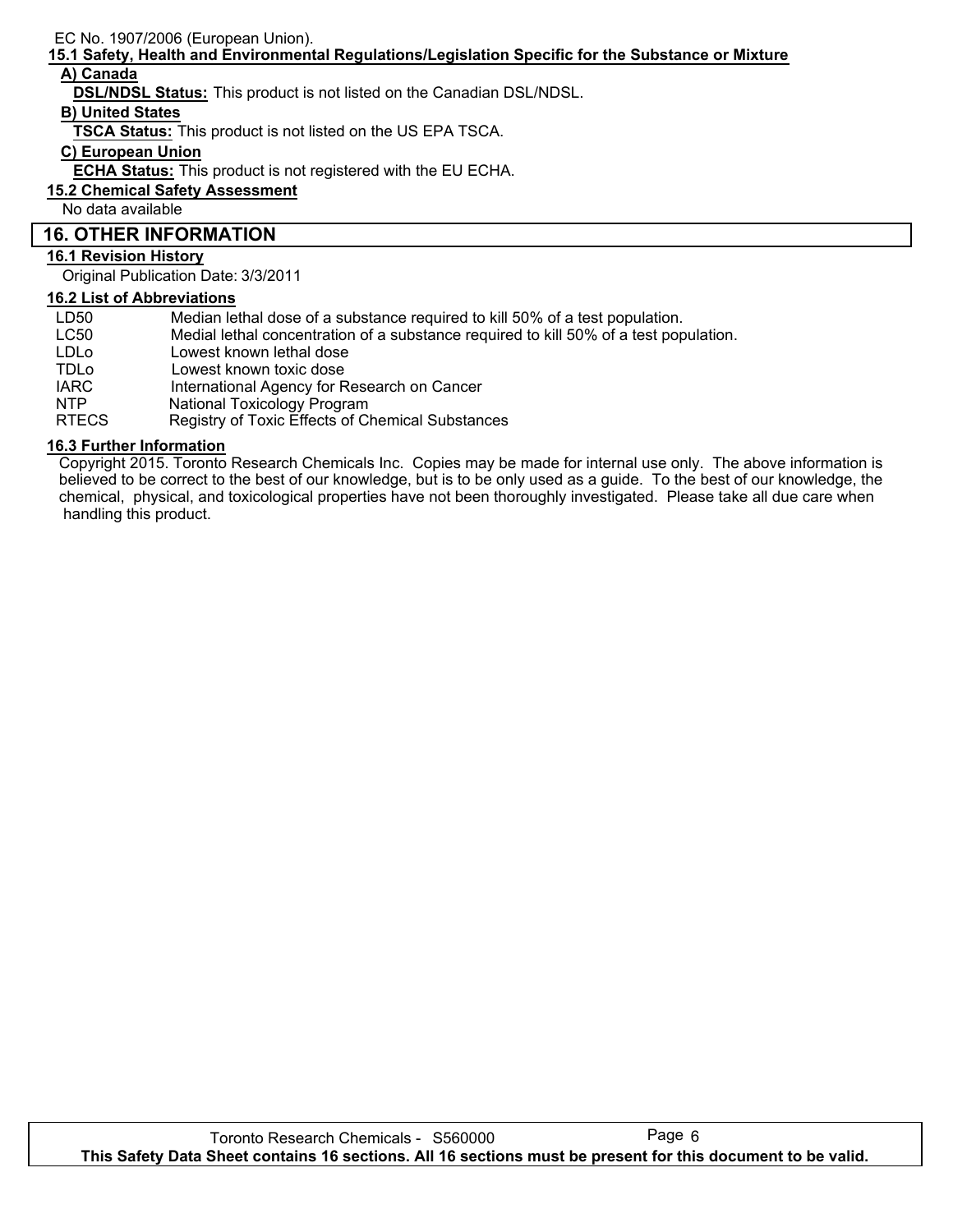EC No. 1907/2006 (European Union).

**15.1 Safety, Health and Environmental Regulations/Legislation Specific for the Substance or Mixture**

**A) Canada**

**DSL/NDSL Status:** This product is not listed on the Canadian DSL/NDSL.

**B) United States**

**TSCA Status:** This product is not listed on the US EPA TSCA.

**C) European Union**

**ECHA Status:** This product is not registered with the EU ECHA.

**15.2 Chemical Safety Assessment**

No data available

## 16. OTHER INFORMATION

**16.1 Revision History**

Original Publication Date: 3/3/2011

**16.2 List of Abbreviations**

| | |
|---|---|
| LD50 | Median lethal dose of a substance required to kill 50% of a test population. |
| LC50 | Medial lethal concentration of a substance required to kill 50% of a test population. |
| LDLo | Lowest known lethal dose |
| TDLo | Lowest known toxic dose |
| IARC | International Agency for Research on Cancer |
| NTP | National Toxicology Program |
| RTECS | Registry of Toxic Effects of Chemical Substances |

**16.3 Further Information**

Copyright 2015. Toronto Research Chemicals Inc. Copies may be made for internal use only. The above information is believed to be correct to the best of our knowledge, but is to be only used as a guide. To the best of our knowledge, the chemical, physical, and toxicological properties have not been thoroughly investigated. Please take all due care when handling this product.

Toronto Research Chemicals - S560000

**This Safety Data Sheet contains 16 sections. All 16 sections must be present for this document to be valid.**